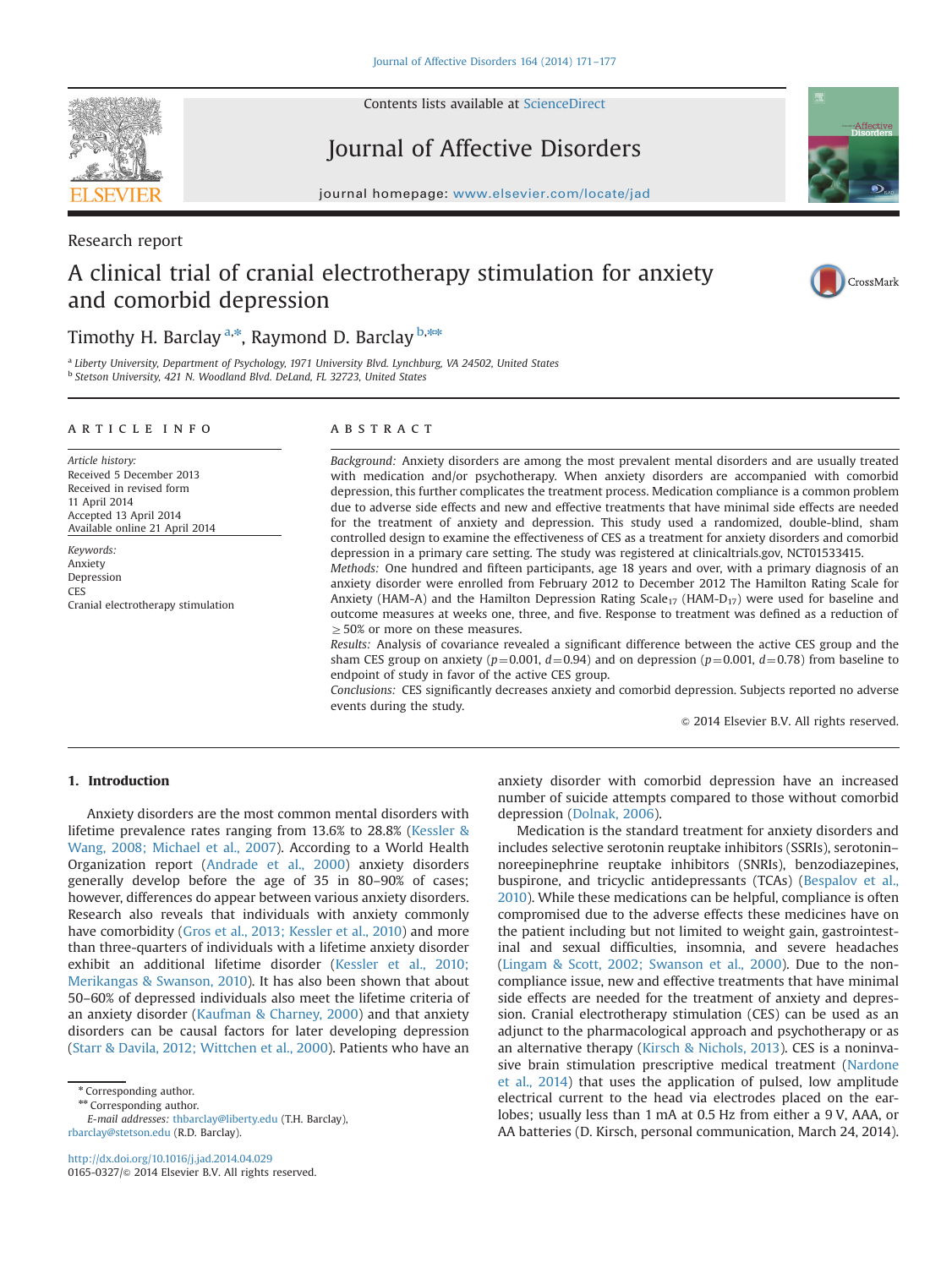Research report

# A clinical trial of cranial electrotherapy stimulation for anxiety and comorbid depression

Timothy H. Barclay [a,*], Raymond D. Barclay [b,**]

[a] Liberty University, Department of Psychology, 1971 University Blvd. Lynchburg, VA 24502, United States
[b] Stetson University, 421 N. Woodland Blvd. DeLand, FL 32723, United States

**ARTICLE INFO**

*Article history:*
Received 5 December 2013
Received in revised form
11 April 2014
Accepted 13 April 2014
Available online 21 April 2014

*Keywords:*
Anxiety
Depression
CES
Cranial electrotherapy stimulation

**ABSTRACT**

*Background:* Anxiety disorders are among the most prevalent mental disorders and are usually treated with medication and/or psychotherapy. When anxiety disorders are accompanied with comorbid depression, this further complicates the treatment process. Medication compliance is a common problem due to adverse side effects and new and effective treatments that have minimal side effects are needed for the treatment of anxiety and depression. This study used a randomized, double-blind, sham controlled design to examine the effectiveness of CES as a treatment for anxiety disorders and comorbid depression in a primary care setting. The study was registered at clinicaltrials.gov, NCT01533415.

*Methods:* One hundred and fifteen participants, age 18 years and over, with a primary diagnosis of an anxiety disorder were enrolled from February 2012 to December 2012 The Hamilton Rating Scale for Anxiety (HAM-A) and the Hamilton Depression Rating Scale$_{17}$ (HAM-D$_{17}$) were used for baseline and outcome measures at weeks one, three, and five. Response to treatment was defined as a reduction of $\geq$50% or more on these measures.

*Results:* Analysis of covariance revealed a significant difference between the active CES group and the sham CES group on anxiety ($p=0.001$, $d=0.94$) and on depression ($p=0.001$, $d=0.78$) from baseline to endpoint of study in favor of the active CES group.

*Conclusions:* CES significantly decreases anxiety and comorbid depression. Subjects reported no adverse events during the study.

© 2014 Elsevier B.V. All rights reserved.

## 1. Introduction

Anxiety disorders are the most common mental disorders with lifetime prevalence rates ranging from 13.6% to 28.8% (Kessler & Wang, 2008; Michael et al., 2007). According to a World Health Organization report (Andrade et al., 2000) anxiety disorders generally develop before the age of 35 in 80–90% of cases; however, differences do appear between various anxiety disorders. Research also reveals that individuals with anxiety commonly have comorbidity (Gros et al., 2013; Kessler et al., 2010) and more than three-quarters of individuals with a lifetime anxiety disorder exhibit an additional lifetime disorder (Kessler et al., 2010; Merikangas & Swanson, 2010). It has also been shown that about 50–60% of depressed individuals also meet the lifetime criteria of an anxiety disorder (Kaufman & Charney, 2000) and that anxiety disorders can be causal factors for later developing depression (Starr & Davila, 2012; Wittchen et al., 2000). Patients who have an anxiety disorder with comorbid depression have an increased number of suicide attempts compared to those without comorbid depression (Dolnak, 2006).

Medication is the standard treatment for anxiety disorders and includes selective serotonin reuptake inhibitors (SSRIs), serotonin–noreepinephrine reuptake inhibitors (SNRIs), benzodiazepines, buspirone, and tricyclic antidepressants (TCAs) (Bespalov et al., 2010). While these medications can be helpful, compliance is often compromised due to the adverse effects these medicines have on the patient including but not limited to weight gain, gastrointestinal and sexual difficulties, insomnia, and severe headaches (Lingam & Scott, 2002; Swanson et al., 2000). Due to the non-compliance issue, new and effective treatments that have minimal side effects are needed for the treatment of anxiety and depression. Cranial electrotherapy stimulation (CES) can be used as an adjunct to the pharmacological approach and psychotherapy or as an alternative therapy (Kirsch & Nichols, 2013). CES is a noninvasive brain stimulation prescriptive medical treatment (Nardone et al., 2014) that uses the application of pulsed, low amplitude electrical current to the head via electrodes placed on the earlobes; usually less than 1 mA at 0.5 Hz from either a 9 V, AAA, or AA batteries (D. Kirsch, personal communication, March 24, 2014).

* Corresponding author.
** Corresponding author.
*E-mail addresses:* thbarclay@liberty.edu (T.H. Barclay), rbarclay@stetson.edu (R.D. Barclay).

http://dx.doi.org/10.1016/j.jad.2014.04.029
0165-0327/© 2014 Elsevier B.V. All rights reserved.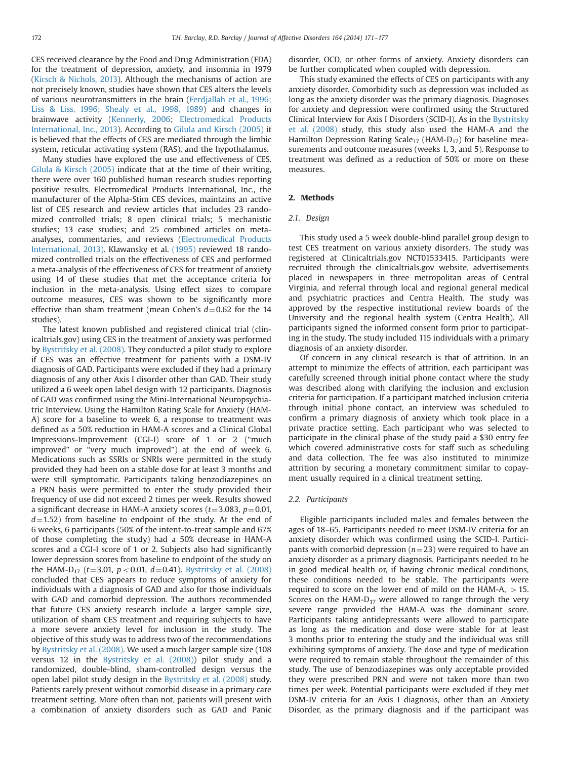CES received clearance by the Food and Drug Administration (FDA) for the treatment of depression, anxiety, and insomnia in 1979 (Kirsch & Nichols, 2013). Although the mechanisms of action are not precisely known, studies have shown that CES alters the levels of various neurotransmitters in the brain (Ferdjallah et al., 1996; Liss & Liss, 1996; Shealy et al., 1998, 1989) and changes in brainwave activity (Kennerly, 2006; Electromedical Products International, Inc., 2013). According to Gilula and Kirsch (2005) it is believed that the effects of CES are mediated through the limbic system, reticular activating system (RAS), and the hypothalamus.

Many studies have explored the use and effectiveness of CES. Gilula & Kirsch (2005) indicate that at the time of their writing, there were over 160 published human research studies reporting positive results. Electromedical Products International, Inc., the manufacturer of the Alpha-Stim CES devices, maintains an active list of CES research and review articles that includes 23 randomized controlled trials; 8 open clinical trials; 5 mechanistic studies; 13 case studies; and 25 combined articles on meta-analyses, commentaries, and reviews (Electromedical Products International, 2013). Klawansky et al. (1995) reviewed 18 randomized controlled trials on the effectiveness of CES and performed a meta-analysis of the effectiveness of CES for treatment of anxiety using 14 of these studies that met the acceptance criteria for inclusion in the meta-analysis. Using effect sizes to compare outcome measures, CES was shown to be significantly more effective than sham treatment (mean Cohen's $d=0.62$ for the 14 studies).

The latest known published and registered clinical trial (clinicaltrials.gov) using CES in the treatment of anxiety was performed by Bystritsky et al. (2008). They conducted a pilot study to explore if CES was an effective treatment for patients with a DSM-IV diagnosis of GAD. Participants were excluded if they had a primary diagnosis of any other Axis I disorder other than GAD. Their study utilized a 6 week open label design with 12 participants. Diagnosis of GAD was confirmed using the Mini-International Neuropsychiatric Interview. Using the Hamilton Rating Scale for Anxiety (HAM-A) score for a baseline to week 6, a response to treatment was defined as a 50% reduction in HAM-A scores and a Clinical Global Impressions-Improvement (CGI-I) score of 1 or 2 ("much improved" or "very much improved") at the end of week 6. Medications such as SSRIs or SNRIs were permitted in the study provided they had been on a stable dose for at least 3 months and were still symptomatic. Participants taking benzodiazepines on a PRN basis were permitted to enter the study provided their frequency of use did not exceed 2 times per week. Results showed a significant decrease in HAM-A anxiety scores ($t=3.083$, $p=0.01$, $d=1.52$) from baseline to endpoint of the study. At the end of 6 weeks, 6 participants (50% of the intent-to-treat sample and 67% of those completing the study) had a 50% decrease in HAM-A scores and a CGI-I score of 1 or 2. Subjects also had significantly lower depression scores from baseline to endpoint of the study on the HAM-$D_{17}$ ($t=3.01$, $p<0.01$, $d=0.41$). Bystritsky et al. (2008) concluded that CES appears to reduce symptoms of anxiety for individuals with a diagnosis of GAD and also for those individuals with GAD and comorbid depression. The authors recommended that future CES anxiety research include a larger sample size, utilization of sham CES treatment and requiring subjects to have a more severe anxiety level for inclusion in the study. The objective of this study was to address two of the recommendations by Bystritsky et al. (2008). We used a much larger sample size (108 versus 12 in the Bystritsky et al. (2008)) pilot study and a randomized, double-blind, sham-controlled design versus the open label pilot study design in the Bystritsky et al. (2008) study. Patients rarely present without comorbid disease in a primary care treatment setting. More often than not, patients will present with a combination of anxiety disorders such as GAD and Panic disorder, OCD, or other forms of anxiety. Anxiety disorders can be further complicated when coupled with depression.

This study examined the effects of CES on participants with any anxiety disorder. Comorbidity such as depression was included as long as the anxiety disorder was the primary diagnosis. Diagnoses for anxiety and depression were confirmed using the Structured Clinical Interview for Axis I Disorders (SCID-I). As in the Bystritsky et al. (2008) study, this study also used the HAM-A and the Hamilton Depression Rating Scale$_{17}$ (HAM-$D_{17}$) for baseline measurements and outcome measures (weeks 1, 3, and 5). Response to treatment was defined as a reduction of 50% or more on these measures.

## 2. Methods

### 2.1. Design

This study used a 5 week double-blind parallel group design to test CES treatment on various anxiety disorders. The study was registered at Clinicaltrials.gov NCT01533415. Participants were recruited through the clinicaltrials.gov website, advertisements placed in newspapers in three metropolitan areas of Central Virginia, and referral through local and regional general medical and psychiatric practices and Centra Health. The study was approved by the respective institutional review boards of the University and the regional health system (Centra Health). All participants signed the informed consent form prior to participating in the study. The study included 115 individuals with a primary diagnosis of an anxiety disorder.

Of concern in any clinical research is that of attrition. In an attempt to minimize the effects of attrition, each participant was carefully screened through initial phone contact where the study was described along with clarifying the inclusion and exclusion criteria for participation. If a participant matched inclusion criteria through initial phone contact, an interview was scheduled to confirm a primary diagnosis of anxiety which took place in a private practice setting. Each participant who was selected to participate in the clinical phase of the study paid a \$30 entry fee which covered administrative costs for staff such as scheduling and data collection. The fee was also instituted to minimize attrition by securing a monetary commitment similar to copayment usually required in a clinical treatment setting.

### 2.2. Participants

Eligible participants included males and females between the ages of 18–65. Participants needed to meet DSM-IV criteria for an anxiety disorder which was confirmed using the SCID-I. Participants with comorbid depression ($n=23$) were required to have an anxiety disorder as a primary diagnosis. Participants needed to be in good medical health or, if having chronic medical conditions, these conditions needed to be stable. The participants were required to score on the lower end of mild on the HAM-A, $>15$. Scores on the HAM-$D_{17}$ were allowed to range through the very severe range provided the HAM-A was the dominant score. Participants taking antidepressants were allowed to participate as long as the medication and dose were stable for at least 3 months prior to entering the study and the individual was still exhibiting symptoms of anxiety. The dose and type of medication were required to remain stable throughout the remainder of this study. The use of benzodiazepines was only acceptable provided they were prescribed PRN and were not taken more than two times per week. Potential participants were excluded if they met DSM-IV criteria for an Axis I diagnosis, other than an Anxiety Disorder, as the primary diagnosis and if the participant was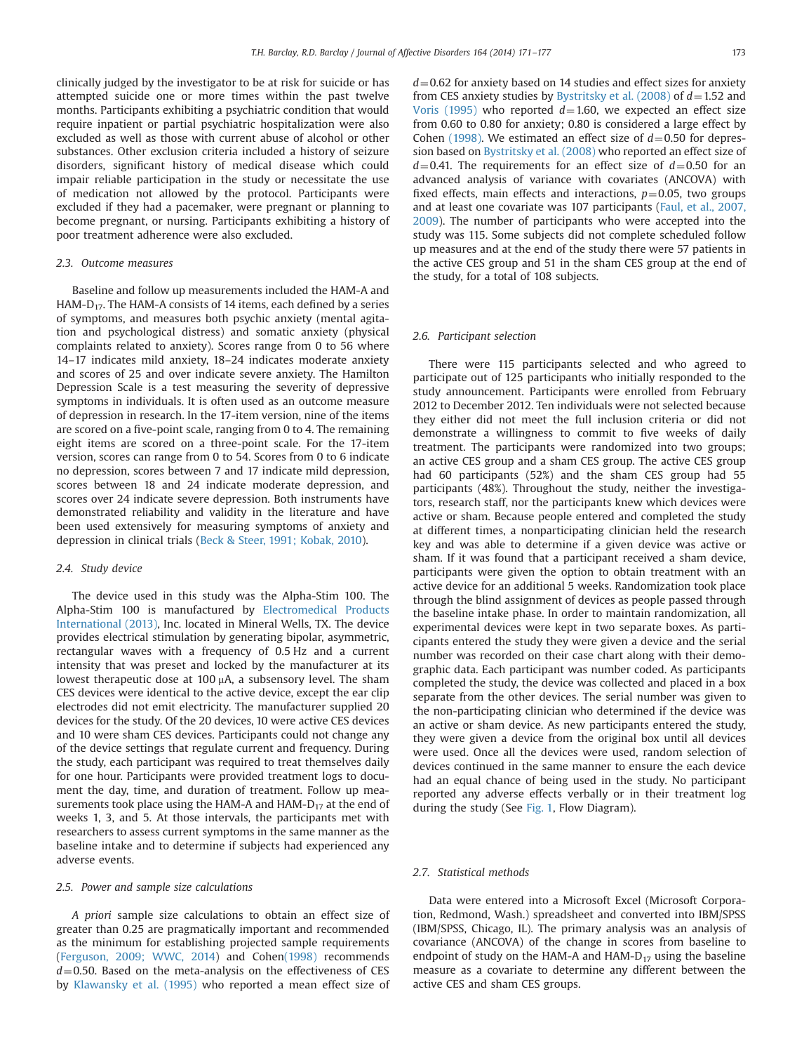clinically judged by the investigator to be at risk for suicide or has attempted suicide one or more times within the past twelve months. Participants exhibiting a psychiatric condition that would require inpatient or partial psychiatric hospitalization were also excluded as well as those with current abuse of alcohol or other substances. Other exclusion criteria included a history of seizure disorders, significant history of medical disease which could impair reliable participation in the study or necessitate the use of medication not allowed by the protocol. Participants were excluded if they had a pacemaker, were pregnant or planning to become pregnant, or nursing. Participants exhibiting a history of poor treatment adherence were also excluded.

### 2.3. Outcome measures

Baseline and follow up measurements included the HAM-A and HAM-$D_{17}$. The HAM-A consists of 14 items, each defined by a series of symptoms, and measures both psychic anxiety (mental agitation and psychological distress) and somatic anxiety (physical complaints related to anxiety). Scores range from 0 to 56 where 14–17 indicates mild anxiety, 18–24 indicates moderate anxiety and scores of 25 and over indicate severe anxiety. The Hamilton Depression Scale is a test measuring the severity of depressive symptoms in individuals. It is often used as an outcome measure of depression in research. In the 17-item version, nine of the items are scored on a five-point scale, ranging from 0 to 4. The remaining eight items are scored on a three-point scale. For the 17-item version, scores can range from 0 to 54. Scores from 0 to 6 indicate no depression, scores between 7 and 17 indicate mild depression, scores between 18 and 24 indicate moderate depression, and scores over 24 indicate severe depression. Both instruments have demonstrated reliability and validity in the literature and have been used extensively for measuring symptoms of anxiety and depression in clinical trials (Beck & Steer, 1991; Kobak, 2010).

### 2.4. Study device

The device used in this study was the Alpha-Stim 100. The Alpha-Stim 100 is manufactured by Electromedical Products International (2013), Inc. located in Mineral Wells, TX. The device provides electrical stimulation by generating bipolar, asymmetric, rectangular waves with a frequency of 0.5 Hz and a current intensity that was preset and locked by the manufacturer at its lowest therapeutic dose at 100 μA, a subsensory level. The sham CES devices were identical to the active device, except the ear clip electrodes did not emit electricity. The manufacturer supplied 20 devices for the study. Of the 20 devices, 10 were active CES devices and 10 were sham CES devices. Participants could not change any of the device settings that regulate current and frequency. During the study, each participant was required to treat themselves daily for one hour. Participants were provided treatment logs to document the day, time, and duration of treatment. Follow up measurements took place using the HAM-A and HAM-$D_{17}$ at the end of weeks 1, 3, and 5. At those intervals, the participants met with researchers to assess current symptoms in the same manner as the baseline intake and to determine if subjects had experienced any adverse events.

### 2.5. Power and sample size calculations

*A priori* sample size calculations to obtain an effect size of greater than 0.25 are pragmatically important and recommended as the minimum for establishing projected sample requirements (Ferguson, 2009; WWC, 2014) and Cohen(1998) recommends $d=0.50$. Based on the meta-analysis on the effectiveness of CES by Klawansky et al. (1995) who reported a mean effect size of $d=0.62$ for anxiety based on 14 studies and effect sizes for anxiety from CES anxiety studies by Bystritsky et al. (2008) of $d=1.52$ and Voris (1995) who reported $d=1.60$, we expected an effect size from 0.60 to 0.80 for anxiety; 0.80 is considered a large effect by Cohen (1998). We estimated an effect size of $d=0.50$ for depression based on Bystritsky et al. (2008) who reported an effect size of $d=0.41$. The requirements for an effect size of $d=0.50$ for an advanced analysis of variance with covariates (ANCOVA) with fixed effects, main effects and interactions, $p=0.05$, two groups and at least one covariate was 107 participants (Faul, et al., 2007, 2009). The number of participants who were accepted into the study was 115. Some subjects did not complete scheduled follow up measures and at the end of the study there were 57 patients in the active CES group and 51 in the sham CES group at the end of the study, for a total of 108 subjects.

### 2.6. Participant selection

There were 115 participants selected and who agreed to participate out of 125 participants who initially responded to the study announcement. Participants were enrolled from February 2012 to December 2012. Ten individuals were not selected because they either did not meet the full inclusion criteria or did not demonstrate a willingness to commit to five weeks of daily treatment. The participants were randomized into two groups; an active CES group and a sham CES group. The active CES group had 60 participants (52%) and the sham CES group had 55 participants (48%). Throughout the study, neither the investigators, research staff, nor the participants knew which devices were active or sham. Because people entered and completed the study at different times, a nonparticipating clinician held the research key and was able to determine if a given device was active or sham. If it was found that a participant received a sham device, participants were given the option to obtain treatment with an active device for an additional 5 weeks. Randomization took place through the blind assignment of devices as people passed through the baseline intake phase. In order to maintain randomization, all experimental devices were kept in two separate boxes. As participants entered the study they were given a device and the serial number was recorded on their case chart along with their demographic data. Each participant was number coded. As participants completed the study, the device was collected and placed in a box separate from the other devices. The serial number was given to the non-participating clinician who determined if the device was an active or sham device. As new participants entered the study, they were given a device from the original box until all devices were used. Once all the devices were used, random selection of devices continued in the same manner to ensure the each device had an equal chance of being used in the study. No participant reported any adverse effects verbally or in their treatment log during the study (See Fig. 1, Flow Diagram).

### 2.7. Statistical methods

Data were entered into a Microsoft Excel (Microsoft Corporation, Redmond, Wash.) spreadsheet and converted into IBM/SPSS (IBM/SPSS, Chicago, IL). The primary analysis was an analysis of covariance (ANCOVA) of the change in scores from baseline to endpoint of study on the HAM-A and HAM-$D_{17}$ using the baseline measure as a covariate to determine any different between the active CES and sham CES groups.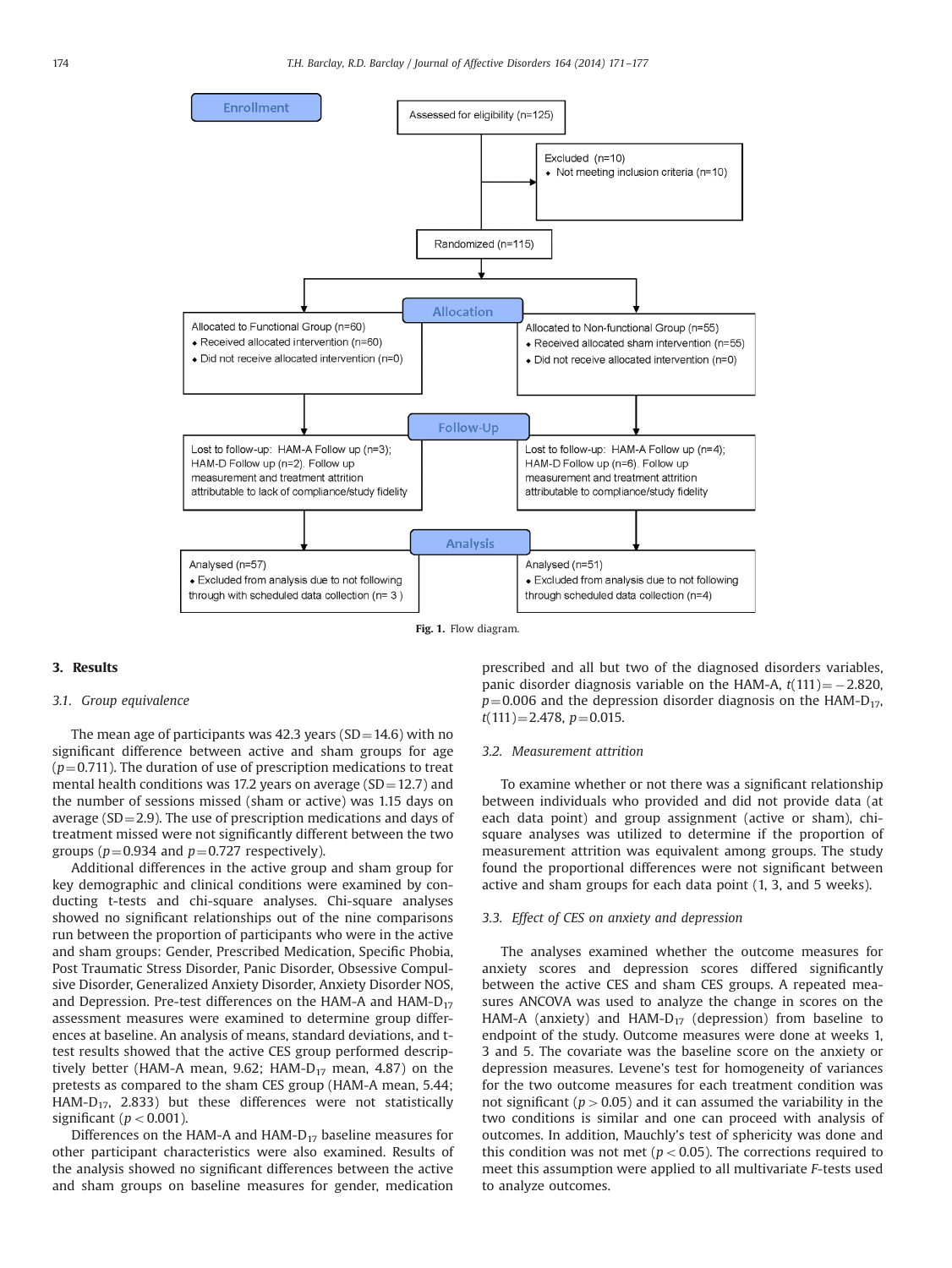**Enrollment**

Assessed for eligibility (n=125)

Excluded (n=10)
- Not meeting inclusion criteria (n=10)

Randomized (n=115)

**Allocation**

Allocated to Functional Group (n=60)
- Received allocated intervention (n=60)
- Did not receive allocated intervention (n=0)

Allocated to Non-functional Group (n=55)
- Received allocated sham intervention (n=55)
- Did not receive allocated intervention (n=0)

**Follow-Up**

Lost to follow-up: HAM-A Follow up (n=3); HAM-D Follow up (n=2). Follow up measurement and treatment attrition attributable to lack of compliance/study fidelity

Lost to follow-up: HAM-A Follow up (n=4); HAM-D Follow up (n=6). Follow up measurement and treatment attrition attributable to compliance/study fidelity

**Analysis**

Analysed (n=57)
- Excluded from analysis due to not following through with scheduled data collection (n= 3 )

Analysed (n=51)
- Excluded from analysis due to not following through scheduled data collection (n=4)

**Fig. 1.** Flow diagram.

## 3. Results

### 3.1. Group equivalence

The mean age of participants was 42.3 years (SD = 14.6) with no significant difference between active and sham groups for age ($p = 0.711$). The duration of use of prescription medications to treat mental health conditions was 17.2 years on average (SD = 12.7) and the number of sessions missed (sham or active) was 1.15 days on average (SD = 2.9). The use of prescription medications and days of treatment missed were not significantly different between the two groups ($p = 0.934$ and $p = 0.727$ respectively).

Additional differences in the active group and sham group for key demographic and clinical conditions were examined by conducting t-tests and chi-square analyses. Chi-square analyses showed no significant relationships out of the nine comparisons run between the proportion of participants who were in the active and sham groups: Gender, Prescribed Medication, Specific Phobia, Post Traumatic Stress Disorder, Panic Disorder, Obsessive Compulsive Disorder, Generalized Anxiety Disorder, Anxiety Disorder NOS, and Depression. Pre-test differences on the HAM-A and HAM-$D_{17}$ assessment measures were examined to determine group differences at baseline. An analysis of means, standard deviations, and t-test results showed that the active CES group performed descriptively better (HAM-A mean, 9.62; HAM-$D_{17}$ mean, 4.87) on the pretests as compared to the sham CES group (HAM-A mean, 5.44; HAM-$D_{17}$, 2.833) but these differences were not statistically significant ($p < 0.001$).

Differences on the HAM-A and HAM-$D_{17}$ baseline measures for other participant characteristics were also examined. Results of the analysis showed no significant differences between the active and sham groups on baseline measures for gender, medication prescribed and all but two of the diagnosed disorders variables, panic disorder diagnosis variable on the HAM-A, $t(111) = -2.820$, $p = 0.006$ and the depression disorder diagnosis on the HAM-$D_{17}$, $t(111) = 2.478$, $p = 0.015$.

### 3.2. Measurement attrition

To examine whether or not there was a significant relationship between individuals who provided and did not provide data (at each data point) and group assignment (active or sham), chi-square analyses was utilized to determine if the proportion of measurement attrition was equivalent among groups. The study found the proportional differences were not significant between active and sham groups for each data point (1, 3, and 5 weeks).

### 3.3. Effect of CES on anxiety and depression

The analyses examined whether the outcome measures for anxiety scores and depression scores differed significantly between the active CES and sham CES groups. A repeated measures ANCOVA was used to analyze the change in scores on the HAM-A (anxiety) and HAM-$D_{17}$ (depression) from baseline to endpoint of the study. Outcome measures were done at weeks 1, 3 and 5. The covariate was the baseline score on the anxiety or depression measures. Levene's test for homogeneity of variances for the two outcome measures for each treatment condition was not significant ($p > 0.05$) and it can assumed the variability in the two conditions is similar and one can proceed with analysis of outcomes. In addition, Mauchly's test of sphericity was done and this condition was not met ($p < 0.05$). The corrections required to meet this assumption were applied to all multivariate $F$-tests used to analyze outcomes.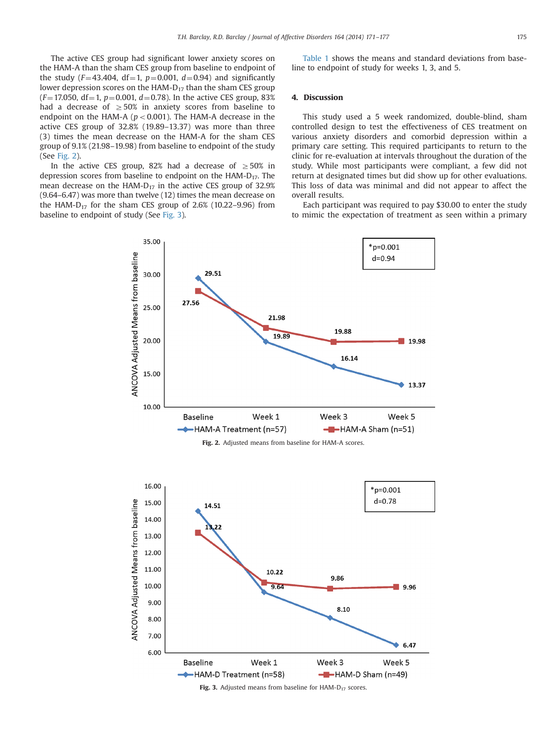The active CES group had significant lower anxiety scores on the HAM-A than the sham CES group from baseline to endpoint of the study ($F$=43.404, df=1, $p$=0.001, $d$=0.94) and significantly lower depression scores on the HAM-$D_{17}$ than the sham CES group ($F$=17.050, df=1, $p$=0.001, $d$=0.78). In the active CES group, 83% had a decrease of $\geq 50\%$ in anxiety scores from baseline to endpoint on the HAM-A ($p < 0.001$). The HAM-A decrease in the active CES group of 32.8% (19.89–13.37) was more than three (3) times the mean decrease on the HAM-A for the sham CES group of 9.1% (21.98–19.98) from baseline to endpoint of the study (See Fig. 2).

In the active CES group, 82% had a decrease of $\geq 50\%$ in depression scores from baseline to endpoint on the HAM-$D_{17}$. The mean decrease on the HAM-$D_{17}$ in the active CES group of 32.9% (9.64–6.47) was more than twelve (12) times the mean decrease on the HAM-$D_{17}$ for the sham CES group of 2.6% (10.22–9.96) from baseline to endpoint of study (See Fig. 3).

Table 1 shows the means and standard deviations from baseline to endpoint of study for weeks 1, 3, and 5.

## 4. Discussion

This study used a 5 week randomized, double-blind, sham controlled design to test the effectiveness of CES treatment on various anxiety disorders and comorbid depression within a primary care setting. This required participants to return to the clinic for re-evaluation at intervals throughout the duration of the study. While most participants were compliant, a few did not return at designated times but did show up for other evaluations. This loss of data was minimal and did not appear to affect the overall results.

Each participant was required to pay $30.00 to enter the study to mimic the expectation of treatment as seen within a primary

**Fig. 2.** Adjusted means from baseline for HAM-A scores.

**Fig. 3.** Adjusted means from baseline for HAM-$D_{17}$ scores.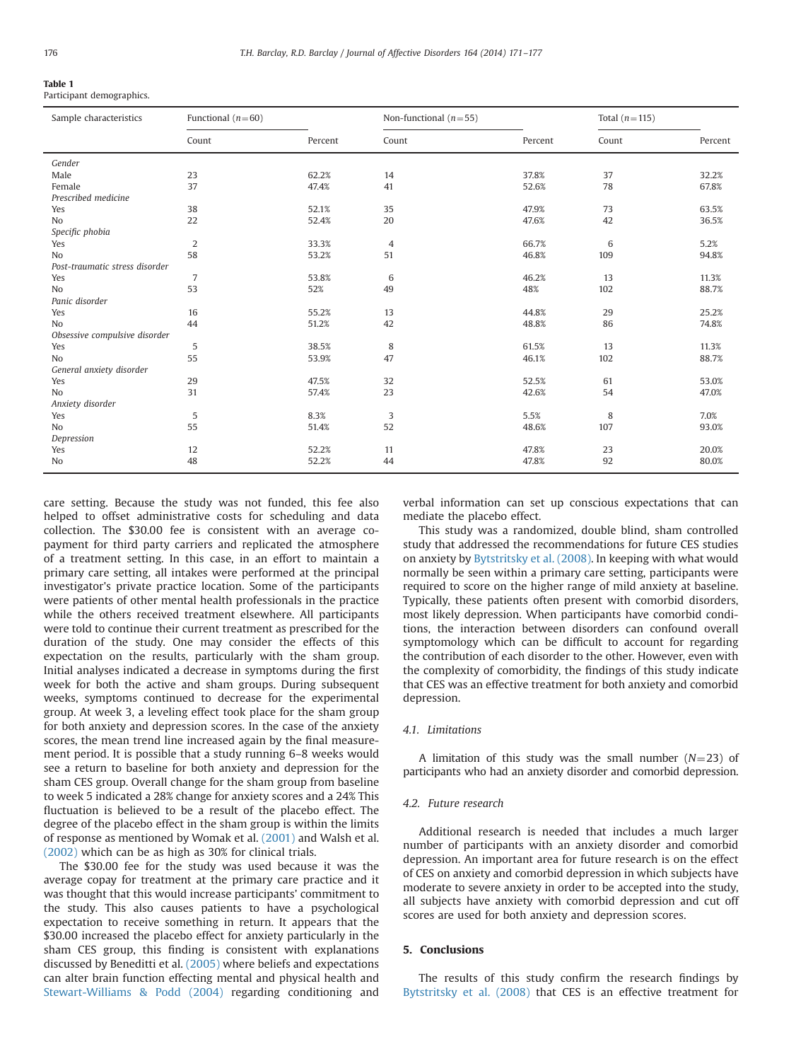**Table 1**
Participant demographics.

| Sample characteristics | Functional ($n=60$) | | Non-functional ($n=55$) | | Total ($n=115$) | |
|---|---|---|---|---|---|---|
| | Count | Percent | Count | Percent | Count | Percent |
| *Gender* | | | | | | |
| Male | 23 | 62.2% | 14 | 37.8% | 37 | 32.2% |
| Female | 37 | 47.4% | 41 | 52.6% | 78 | 67.8% |
| *Prescribed medicine* | | | | | | |
| Yes | 38 | 52.1% | 35 | 47.9% | 73 | 63.5% |
| No | 22 | 52.4% | 20 | 47.6% | 42 | 36.5% |
| *Specific phobia* | | | | | | |
| Yes | 2 | 33.3% | 4 | 66.7% | 6 | 5.2% |
| No | 58 | 53.2% | 51 | 46.8% | 109 | 94.8% |
| *Post-traumatic stress disorder* | | | | | | |
| Yes | 7 | 53.8% | 6 | 46.2% | 13 | 11.3% |
| No | 53 | 52% | 49 | 48% | 102 | 88.7% |
| *Panic disorder* | | | | | | |
| Yes | 16 | 55.2% | 13 | 44.8% | 29 | 25.2% |
| No | 44 | 51.2% | 42 | 48.8% | 86 | 74.8% |
| *Obsessive compulsive disorder* | | | | | | |
| Yes | 5 | 38.5% | 8 | 61.5% | 13 | 11.3% |
| No | 55 | 53.9% | 47 | 46.1% | 102 | 88.7% |
| *General anxiety disorder* | | | | | | |
| Yes | 29 | 47.5% | 32 | 52.5% | 61 | 53.0% |
| No | 31 | 57.4% | 23 | 42.6% | 54 | 47.0% |
| *Anxiety disorder* | | | | | | |
| Yes | 5 | 8.3% | 3 | 5.5% | 8 | 7.0% |
| No | 55 | 51.4% | 52 | 48.6% | 107 | 93.0% |
| *Depression* | | | | | | |
| Yes | 12 | 52.2% | 11 | 47.8% | 23 | 20.0% |
| No | 48 | 52.2% | 44 | 47.8% | 92 | 80.0% |

care setting. Because the study was not funded, this fee also helped to offset administrative costs for scheduling and data collection. The $30.00 fee is consistent with an average co-payment for third party carriers and replicated the atmosphere of a treatment setting. In this case, in an effort to maintain a primary care setting, all intakes were performed at the principal investigator's private practice location. Some of the participants were patients of other mental health professionals in the practice while the others received treatment elsewhere. All participants were told to continue their current treatment as prescribed for the duration of the study. One may consider the effects of this expectation on the results, particularly with the sham group. Initial analyses indicated a decrease in symptoms during the first week for both the active and sham groups. During subsequent weeks, symptoms continued to decrease for the experimental group. At week 3, a leveling effect took place for the sham group for both anxiety and depression scores. In the case of the anxiety scores, the mean trend line increased again by the final measurement period. It is possible that a study running 6–8 weeks would see a return to baseline for both anxiety and depression for the sham CES group. Overall change for the sham group from baseline to week 5 indicated a 28% change for anxiety scores and a 24% This fluctuation is believed to be a result of the placebo effect. The degree of the placebo effect in the sham group is within the limits of response as mentioned by Womak et al. (2001) and Walsh et al. (2002) which can be as high as 30% for clinical trials.

The $30.00 fee for the study was used because it was the average copay for treatment at the primary care practice and it was thought that this would increase participants' commitment to the study. This also causes patients to have a psychological expectation to receive something in return. It appears that the $30.00 increased the placebo effect for anxiety particularly in the sham CES group, this finding is consistent with explanations discussed by Beneditti et al. (2005) where beliefs and expectations can alter brain function effecting mental and physical health and Stewart-Williams & Podd (2004) regarding conditioning and verbal information can set up conscious expectations that can mediate the placebo effect.

This study was a randomized, double blind, sham controlled study that addressed the recommendations for future CES studies on anxiety by Bytstritsky et al. (2008). In keeping with what would normally be seen within a primary care setting, participants were required to score on the higher range of mild anxiety at baseline. Typically, these patients often present with comorbid disorders, most likely depression. When participants have comorbid conditions, the interaction between disorders can confound overall symptomology which can be difficult to account for regarding the contribution of each disorder to the other. However, even with the complexity of comorbidity, the findings of this study indicate that CES was an effective treatment for both anxiety and comorbid depression.

### 4.1. Limitations

A limitation of this study was the small number ($N=23$) of participants who had an anxiety disorder and comorbid depression.

### 4.2. Future research

Additional research is needed that includes a much larger number of participants with an anxiety disorder and comorbid depression. An important area for future research is on the effect of CES on anxiety and comorbid depression in which subjects have moderate to severe anxiety in order to be accepted into the study, all subjects have anxiety with comorbid depression and cut off scores are used for both anxiety and depression scores.

## 5. Conclusions

The results of this study confirm the research findings by Bytstritsky et al. (2008) that CES is an effective treatment for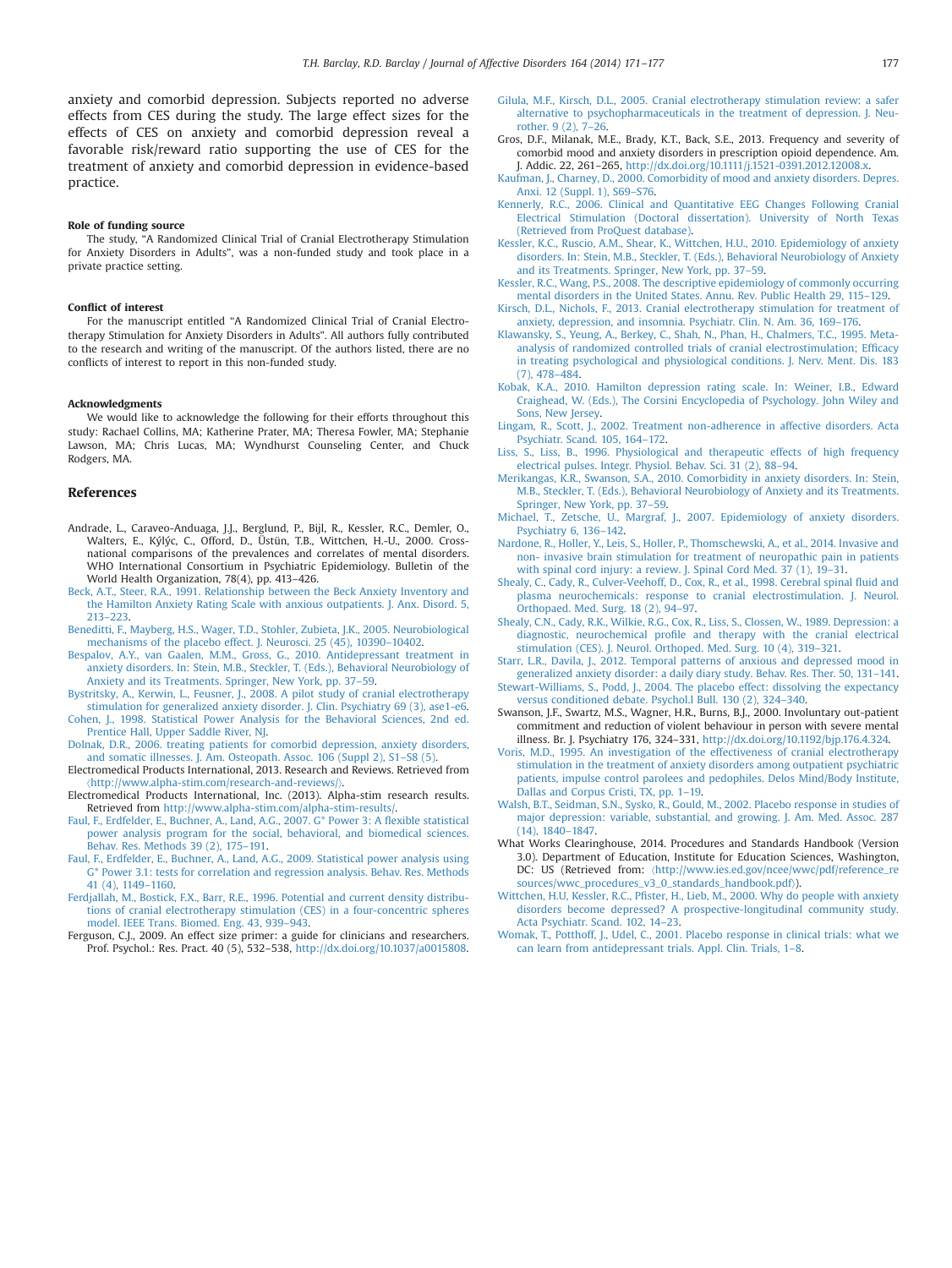anxiety and comorbid depression. Subjects reported no adverse effects from CES during the study. The large effect sizes for the effects of CES on anxiety and comorbid depression reveal a favorable risk/reward ratio supporting the use of CES for the treatment of anxiety and comorbid depression in evidence-based practice.

### Role of funding source

The study, "A Randomized Clinical Trial of Cranial Electrotherapy Stimulation for Anxiety Disorders in Adults", was a non-funded study and took place in a private practice setting.

### Conflict of interest

For the manuscript entitled "A Randomized Clinical Trial of Cranial Electrotherapy Stimulation for Anxiety Disorders in Adults". All authors fully contributed to the research and writing of the manuscript. Of the authors listed, there are no conflicts of interest to report in this non-funded study.

### Acknowledgments

We would like to acknowledge the following for their efforts throughout this study: Rachael Collins, MA; Katherine Prater, MA; Theresa Fowler, MA; Stephanie Lawson, MA; Chris Lucas, MA; Wyndhurst Counseling Center, and Chuck Rodgers, MA.

## References

Andrade, L., Caraveo-Anduaga, J.J., Berglund, P., Bijl, R., Kessler, R.C., Demler, O., Walters, E., Kýlýc, C., Offord, D., Üstün, T.B., Wittchen, H.-U., 2000. Cross-national comparisons of the prevalences and correlates of mental disorders. WHO International Consortium in Psychiatric Epidemiology. Bulletin of the World Health Organization, 78(4), pp. 413–426.

Beck, A.T., Steer, R.A., 1991. Relationship between the Beck Anxiety Inventory and the Hamilton Anxiety Rating Scale with anxious outpatients. J. Anx. Disord. 5, 213–223.

Beneditti, F., Mayberg, H.S., Wager, T.D., Stohler, Zubieta, J.K., 2005. Neurobiological mechanisms of the placebo effect. J. Neurosci. 25 (45), 10390–10402.

Bespalov, A.Y., van Gaalen, M.M., Gross, G., 2010. Antidepressant treatment in anxiety disorders. In: Stein, M.B., Steckler, T. (Eds.), Behavioral Neurobiology of Anxiety and its Treatments. Springer, New York, pp. 37–59.

Bystritsky, A., Kerwin, L., Feusner, J., 2008. A pilot study of cranial electrotherapy stimulation for generalized anxiety disorder. J. Clin. Psychiatry 69 (3), ase1-e6.

Cohen, J., 1998. Statistical Power Analysis for the Behavioral Sciences, 2nd ed. Prentice Hall, Upper Saddle River, NJ.

Dolnak, D.R., 2006. treating patients for comorbid depression, anxiety disorders, and somatic illnesses. J. Am. Osteopath. Assoc. 106 (Suppl 2), S1–S8 (5).

Electromedical Products International, 2013. Research and Reviews. Retrieved from ⟨http://www.alpha-stim.com/research-and-reviews/⟩.

Electromedical Products International, Inc. (2013). Alpha-stim research results. Retrieved from http://www.alpha-stim.com/alpha-stim-results/.

Faul, F., Erdfelder, E., Buchner, A., Land, A.G., 2007. G* Power 3: A flexible statistical power analysis program for the social, behavioral, and biomedical sciences. Behav. Res. Methods 39 (2), 175–191.

Faul, F., Erdfelder, E., Buchner, A., Land, A.G., 2009. Statistical power analysis using G* Power 3.1: tests for correlation and regression analysis. Behav. Res. Methods 41 (4), 1149–1160.

Ferdjallah, M., Bostick, F.X., Barr, R.E., 1996. Potential and current density distributions of cranial electrotherapy stimulation (CES) in a four-concentric spheres model. IEEE Trans. Biomed. Eng. 43, 939–943.

Ferguson, C.J., 2009. An effect size primer: a guide for clinicians and researchers. Prof. Psychol.: Res. Pract. 40 (5), 532–538, http://dx.doi.org/10.1037/a0015808.

Gilula, M.F., Kirsch, D.L., 2005. Cranial electrotherapy stimulation review: a safer alternative to psychopharmaceuticals in the treatment of depression. J. Neurother. 9 (2), 7–26.

Gros, D.F., Milanak, M.E., Brady, K.T., Back, S.E., 2013. Frequency and severity of comorbid mood and anxiety disorders in prescription opioid dependence. Am. J. Addic. 22, 261–265, http://dx.doi.org/10.1111/j.1521-0391.2012.12008.x.

Kaufman, J., Charney, D., 2000. Comorbidity of mood and anxiety disorders. Depres. Anxi. 12 (Suppl. 1), S69–S76.

Kennerly, R.C., 2006. Clinical and Quantitative EEG Changes Following Cranial Electrical Stimulation (Doctoral dissertation). University of North Texas (Retrieved from ProQuest database).

Kessler, K.C., Ruscio, A.M., Shear, K., Wittchen, H.U., 2010. Epidemiology of anxiety disorders. In: Stein, M.B., Steckler, T. (Eds.), Behavioral Neurobiology of Anxiety and its Treatments. Springer, New York, pp. 37–59.

Kessler, R.C., Wang, P.S., 2008. The descriptive epidemiology of commonly occurring mental disorders in the United States. Annu. Rev. Public Health 29, 115–129.

Kirsch, D.L., Nichols, F., 2013. Cranial electrotherapy stimulation for treatment of anxiety, depression, and insomnia. Psychiatr. Clin. N. Am. 36, 169–176.

Klawansky, S., Yeung, A., Berkey, C., Shah, N., Phan, H., Chalmers, T.C., 1995. Meta-analysis of randomized controlled trials of cranial electrostimulation; Efficacy in treating psychological and physiological conditions. J. Nerv. Ment. Dis. 183 (7), 478–484.

Kobak, K.A., 2010. Hamilton depression rating scale. In: Weiner, I.B., Edward Craighead, W. (Eds.), The Corsini Encyclopedia of Psychology. John Wiley and Sons, New Jersey.

Lingam, R., Scott, J., 2002. Treatment non-adherence in affective disorders. Acta Psychiatr. Scand. 105, 164–172.

Liss, S., Liss, B., 1996. Physiological and therapeutic effects of high frequency electrical pulses. Integr. Physiol. Behav. Sci. 31 (2), 88–94.

Merikangas, K.R., Swanson, S.A., 2010. Comorbidity in anxiety disorders. In: Stein, M.B., Steckler, T. (Eds.), Behavioral Neurobiology of Anxiety and its Treatments. Springer, New York, pp. 37–59.

Michael, T., Zetsche, U., Margraf, J., 2007. Epidemiology of anxiety disorders. Psychiatry 6, 136–142.

Nardone, R., Holler, Y., Leis, S., Holler, P., Thomschewski, A., et al., 2014. Invasive and non- invasive brain stimulation for treatment of neuropathic pain in patients with spinal cord injury: a review. J. Spinal Cord Med. 37 (1), 19–31.

Shealy, C., Cady, R., Culver-Veehoff, D., Cox, R., et al., 1998. Cerebral spinal fluid and plasma neurochemicals: response to cranial electrostimulation. J. Neurol. Orthopaed. Med. Surg. 18 (2), 94–97.

Shealy, C.N., Cady, R.K., Wilkie, R.G., Cox, R., Liss, S., Clossen, W., 1989. Depression: a diagnostic, neurochemical profile and therapy with the cranial electrical stimulation (CES). J. Neurol. Orthop. Med. Surg. 10 (4), 319–321.

Starr, L.R., Davila, J., 2012. Temporal patterns of anxious and depressed mood in generalized anxiety disorder: a daily diary study. Behav. Res. Ther. 50, 131–141.

Stewart-Williams, S., Podd, J., 2004. The placebo effect: dissolving the expectancy versus conditioned debate. Psychol.l Bull. 130 (2), 324–340.

Swanson, J.F., Swartz, M.S., Wagner, H.R., Burns, B.J., 2000. Involuntary out-patient commitment and reduction of violent behaviour in person with severe mental illness. Br. J. Psychiatry 176, 324–331, http://dx.doi.org/10.1192/bjp.176.4.324.

Voris, M.D., 1995. An investigation of the effectiveness of cranial electrotherapy stimulation in the treatment of anxiety disorders among outpatient psychiatric patients, impulse control parolees and pedophiles. Delos Mind/Body Institute, Dallas and Corpus Cristi, TX, pp. 1–19.

Walsh, B.T., Seidman, S.N., Sysko, R., Gould, M., 2002. Placebo response in studies of major depression: variable, substantial, and growing. J. Am. Med. Assoc. 287 (14), 1840–1847.

What Works Clearinghouse, 2014. Procedures and Standards Handbook (Version 3.0). Department of Education, Institute for Education Sciences, Washington, DC: US (Retrieved from: ⟨http://www.ies.ed.gov/ncee/wwc/pdf/reference_resources/wwc_procedures_v3_0_standards_handbook.pdf⟩).

Wittchen, H.U, Kessler, R.C., Pfister, H., Lieb, M., 2000. Why do people with anxiety disorders become depressed? A prospective-longitudinal community study. Acta Psychiatr. Scand. 102, 14–23.

Womak, T., Potthoff, J., Udel, C., 2001. Placebo response in clinical trials: what we can learn from antidepressant trials. Appl. Clin. Trials, 1–8.